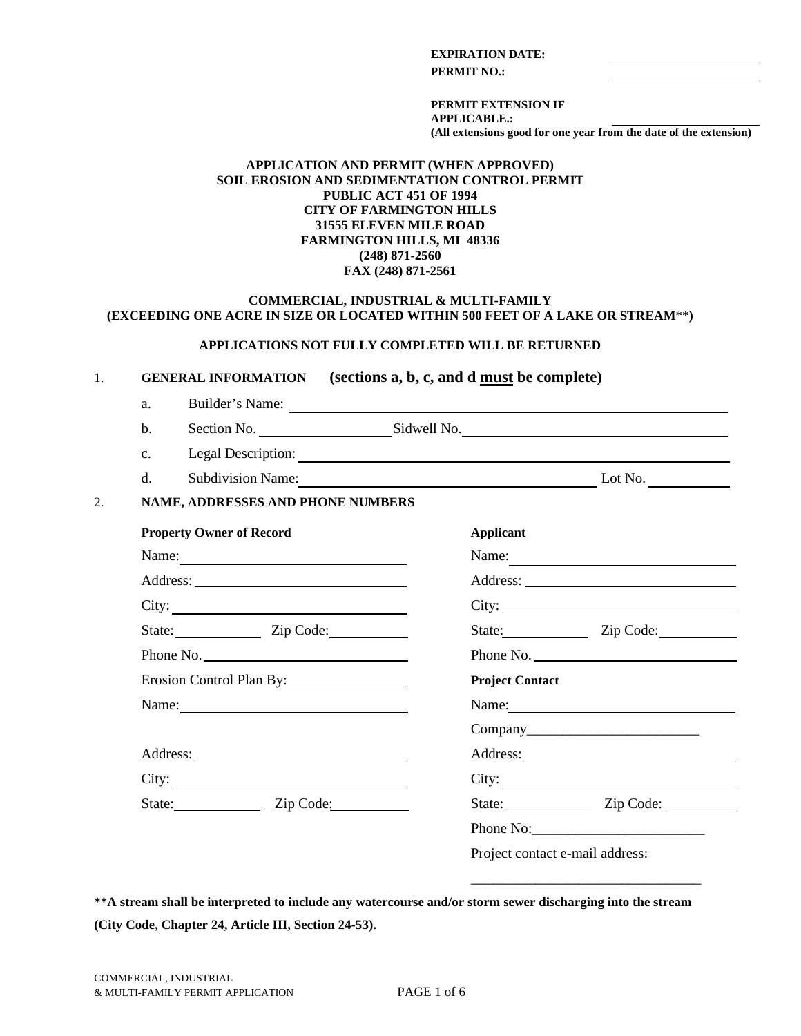**EXPIRATION DATE:** \_\_\_\_\_\_\_\_\_\_\_\_\_\_\_\_\_\_\_\_

**PERMIT NO.:** \_\_\_\_\_\_\_\_\_\_\_\_\_\_\_\_\_\_\_\_

**PERMIT EXTENSION IF APPLICABLE.:** \_\_\_\_\_\_\_\_\_\_\_\_\_\_\_\_\_\_\_\_
**(All extensions good for one year from the date of the extension)**

**APPLICATION AND PERMIT (WHEN APPROVED)**
**SOIL EROSION AND SEDIMENTATION CONTROL PERMIT**
**PUBLIC ACT 451 OF 1994**
**CITY OF FARMINGTON HILLS**
**31555 ELEVEN MILE ROAD**
**FARMINGTON HILLS, MI 48336**
**(248) 871-2560**
**FAX (248) 871-2561**

**COMMERCIAL, INDUSTRIAL & MULTI-FAMILY**
**(EXCEEDING ONE ACRE IN SIZE OR LOCATED WITHIN 500 FEET OF A LAKE OR STREAM\*\*)**

**APPLICATIONS NOT FULLY COMPLETED WILL BE RETURNED**

1. **GENERAL INFORMATION (sections a, b, c, and d must be complete)**
   - a. Builder's Name: \_\_\_\_\_\_\_\_\_\_\_\_\_\_\_\_\_\_\_\_
   - b. Section No. \_\_\_\_\_\_\_\_\_\_ Sidwell No. \_\_\_\_\_\_\_\_\_\_\_\_\_\_\_\_\_\_\_\_
   - c. Legal Description: \_\_\_\_\_\_\_\_\_\_\_\_\_\_\_\_\_\_\_\_
   - d. Subdivision Name: \_\_\_\_\_\_\_\_\_\_\_\_\_\_\_\_\_\_\_\_ Lot No. \_\_\_\_\_\_\_\_\_\_

2. **NAME, ADDRESSES AND PHONE NUMBERS**

**Property Owner of Record**

Name: \_\_\_\_\_\_\_\_\_\_\_\_\_\_\_\_\_\_\_\_

Address: \_\_\_\_\_\_\_\_\_\_\_\_\_\_\_\_\_\_\_\_

City: \_\_\_\_\_\_\_\_\_\_\_\_\_\_\_\_\_\_\_\_

State: \_\_\_\_\_\_\_\_\_\_ Zip Code: \_\_\_\_\_\_\_\_\_\_

Phone No. \_\_\_\_\_\_\_\_\_\_\_\_\_\_\_\_\_\_\_\_

Erosion Control Plan By: \_\_\_\_\_\_\_\_\_\_\_\_\_\_\_\_\_\_\_\_

Name: \_\_\_\_\_\_\_\_\_\_\_\_\_\_\_\_\_\_\_\_

Address: \_\_\_\_\_\_\_\_\_\_\_\_\_\_\_\_\_\_\_\_

City: \_\_\_\_\_\_\_\_\_\_\_\_\_\_\_\_\_\_\_\_

State: \_\_\_\_\_\_\_\_\_\_ Zip Code: \_\_\_\_\_\_\_\_\_\_

**Applicant**

Name: \_\_\_\_\_\_\_\_\_\_\_\_\_\_\_\_\_\_\_\_

Address: \_\_\_\_\_\_\_\_\_\_\_\_\_\_\_\_\_\_\_\_

City: \_\_\_\_\_\_\_\_\_\_\_\_\_\_\_\_\_\_\_\_

State: \_\_\_\_\_\_\_\_\_\_ Zip Code: \_\_\_\_\_\_\_\_\_\_

Phone No. \_\_\_\_\_\_\_\_\_\_\_\_\_\_\_\_\_\_\_\_

**Project Contact**

Name: \_\_\_\_\_\_\_\_\_\_\_\_\_\_\_\_\_\_\_\_

Company\_\_\_\_\_\_\_\_\_\_\_\_\_\_\_\_\_\_\_\_

Address: \_\_\_\_\_\_\_\_\_\_\_\_\_\_\_\_\_\_\_\_

City: \_\_\_\_\_\_\_\_\_\_\_\_\_\_\_\_\_\_\_\_

State: \_\_\_\_\_\_\_\_\_\_ Zip Code: \_\_\_\_\_\_\_\_\_\_

Phone No:\_\_\_\_\_\_\_\_\_\_\_\_\_\_\_\_\_\_\_\_

Project contact e-mail address:

\_\_\_\_\_\_\_\_\_\_\_\_\_\_\_\_\_\_\_\_

**\*\*A stream shall be interpreted to include any watercourse and/or storm sewer discharging into the stream (City Code, Chapter 24, Article III, Section 24-53).**

COMMERCIAL, INDUSTRIAL & MULTI-FAMILY PERMIT APPLICATION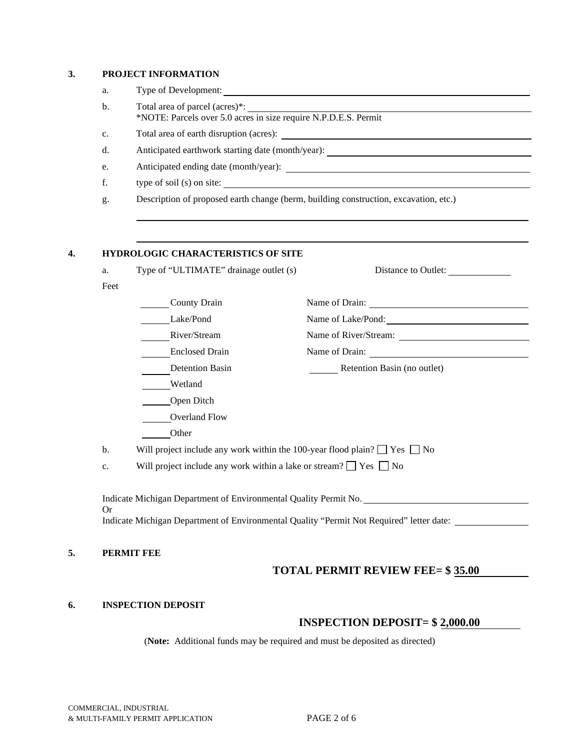## 3. PROJECT INFORMATION

a. Type of Development: ______________________________

b. Total area of parcel (acres)*: ______________________________
*NOTE: Parcels over 5.0 acres in size require N.P.D.E.S. Permit

c. Total area of earth disruption (acres): ______________________________

d. Anticipated earthwork starting date (month/year): ______________________________

e. Anticipated ending date (month/year): ______________________________

f. type of soil (s) on site: ______________________________

g. Description of proposed earth change (berm, building construction, excavation, etc.)

______________________________

______________________________

## 4. HYDROLOGIC CHARACTERISTICS OF SITE

a. Type of "ULTIMATE" drainage outlet (s) Distance to Outlet: __________ Feet

_____ County Drain Name of Drain: ______________________________

_____ Lake/Pond Name of Lake/Pond: ______________________________

_____ River/Stream Name of River/Stream: ______________________________

_____ Enclosed Drain Name of Drain: ______________________________

_____ Detention Basin _____ Retention Basin (no outlet)

_____ Wetland

_____ Open Ditch

_____ Overland Flow

_____ Other

b. Will project include any work within the 100-year flood plain? ☐ Yes ☐ No

c. Will project include any work within a lake or stream? ☐ Yes ☐ No

Indicate Michigan Department of Environmental Quality Permit No. ______________________________
Or
Indicate Michigan Department of Environmental Quality "Permit Not Required" letter date: ______________

## 5. PERMIT FEE

**TOTAL PERMIT REVIEW FEE= $ 35.00**

## 6. INSPECTION DEPOSIT

**INSPECTION DEPOSIT= $ 2,000.00**

(**Note:** Additional funds may be required and must be deposited as directed)

COMMERCIAL, INDUSTRIAL & MULTI-FAMILY PERMIT APPLICATION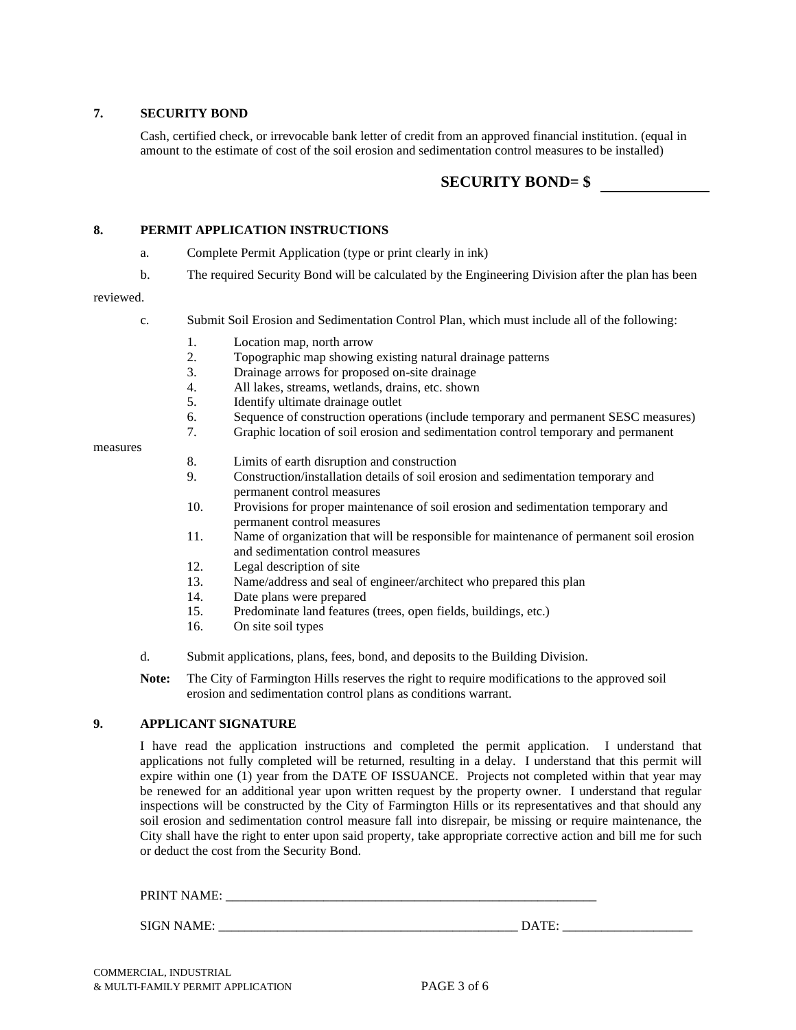## 7. SECURITY BOND

Cash, certified check, or irrevocable bank letter of credit from an approved financial institution. (equal in amount to the estimate of cost of the soil erosion and sedimentation control measures to be installed)

**SECURITY BOND= $ ______________**

## 8. PERMIT APPLICATION INSTRUCTIONS

a. Complete Permit Application (type or print clearly in ink)

b. The required Security Bond will be calculated by the Engineering Division after the plan has been reviewed.

c. Submit Soil Erosion and Sedimentation Control Plan, which must include all of the following:

1. Location map, north arrow
2. Topographic map showing existing natural drainage patterns
3. Drainage arrows for proposed on-site drainage
4. All lakes, streams, wetlands, drains, etc. shown
5. Identify ultimate drainage outlet
6. Sequence of construction operations (include temporary and permanent SESC measures)
7. Graphic location of soil erosion and sedimentation control temporary and permanent measures
8. Limits of earth disruption and construction
9. Construction/installation details of soil erosion and sedimentation temporary and permanent control measures
10. Provisions for proper maintenance of soil erosion and sedimentation temporary and permanent control measures
11. Name of organization that will be responsible for maintenance of permanent soil erosion and sedimentation control measures
12. Legal description of site
13. Name/address and seal of engineer/architect who prepared this plan
14. Date plans were prepared
15. Predominate land features (trees, open fields, buildings, etc.)
16. On site soil types

d. Submit applications, plans, fees, bond, and deposits to the Building Division.

**Note:** The City of Farmington Hills reserves the right to require modifications to the approved soil erosion and sedimentation control plans as conditions warrant.

## 9. APPLICANT SIGNATURE

I have read the application instructions and completed the permit application. I understand that applications not fully completed will be returned, resulting in a delay. I understand that this permit will expire within one (1) year from the DATE OF ISSUANCE. Projects not completed within that year may be renewed for an additional year upon written request by the property owner. I understand that regular inspections will be constructed by the City of Farmington Hills or its representatives and that should any soil erosion and sedimentation control measure fall into disrepair, be missing or require maintenance, the City shall have the right to enter upon said property, take appropriate corrective action and bill me for such or deduct the cost from the Security Bond.

PRINT NAME: ___________________________________________________________

SIGN NAME: _______________________________________________ DATE: ____________________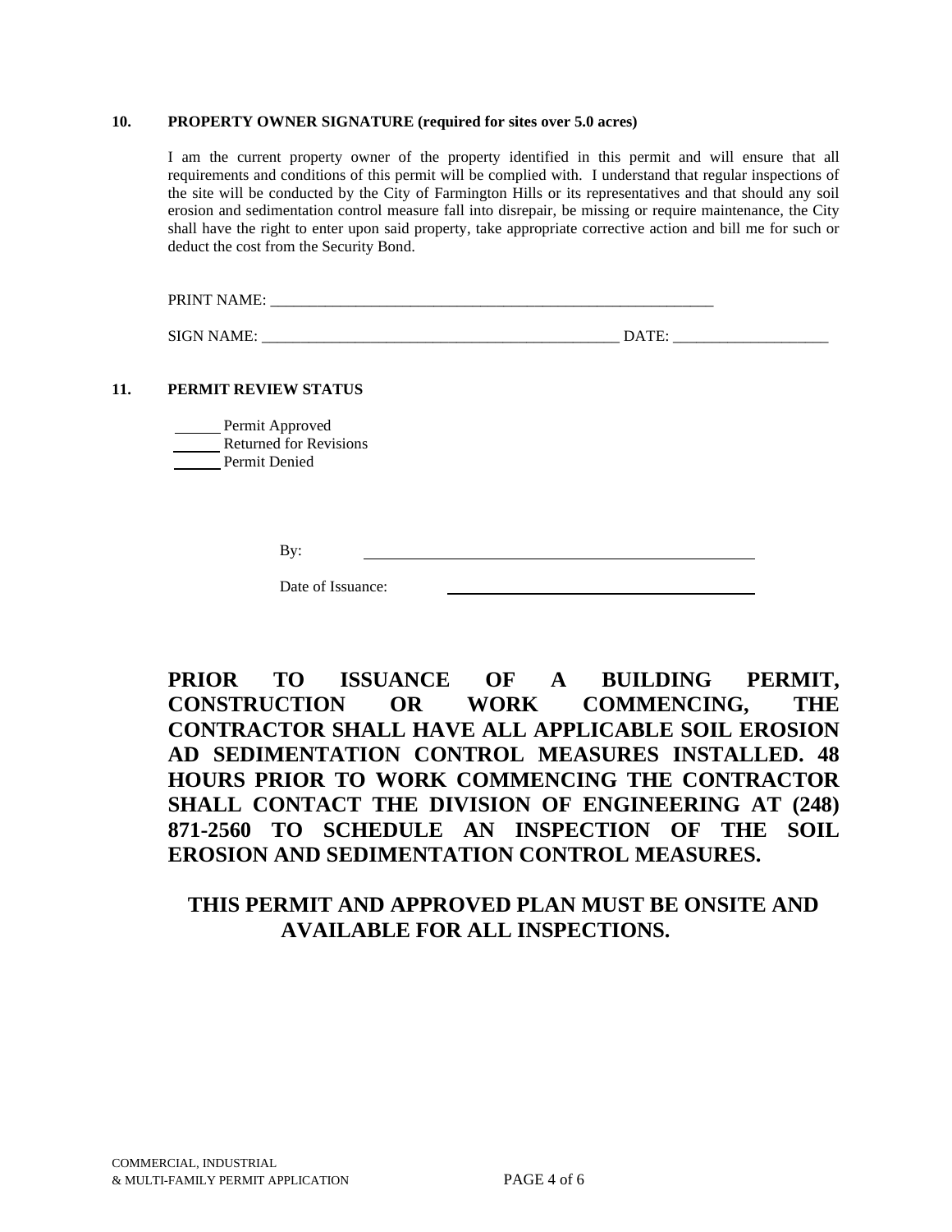**10. PROPERTY OWNER SIGNATURE (required for sites over 5.0 acres)**

I am the current property owner of the property identified in this permit and will ensure that all requirements and conditions of this permit will be complied with. I understand that regular inspections of the site will be conducted by the City of Farmington Hills or its representatives and that should any soil erosion and sedimentation control measure fall into disrepair, be missing or require maintenance, the City shall have the right to enter upon said property, take appropriate corrective action and bill me for such or deduct the cost from the Security Bond.

PRINT NAME: ___________________________________________________________

SIGN NAME: ______________________________________________ DATE: ____________________

**11. PERMIT REVIEW STATUS**

______ Permit Approved
______ Returned for Revisions
______ Permit Denied

By: ______________________________________________

Date of Issuance: ______________________________________

**PRIOR TO ISSUANCE OF A BUILDING PERMIT, CONSTRUCTION OR WORK COMMENCING, THE CONTRACTOR SHALL HAVE ALL APPLICABLE SOIL EROSION AD SEDIMENTATION CONTROL MEASURES INSTALLED. 48 HOURS PRIOR TO WORK COMMENCING THE CONTRACTOR SHALL CONTACT THE DIVISION OF ENGINEERING AT (248) 871-2560 TO SCHEDULE AN INSPECTION OF THE SOIL EROSION AND SEDIMENTATION CONTROL MEASURES.**

**THIS PERMIT AND APPROVED PLAN MUST BE ONSITE AND AVAILABLE FOR ALL INSPECTIONS.**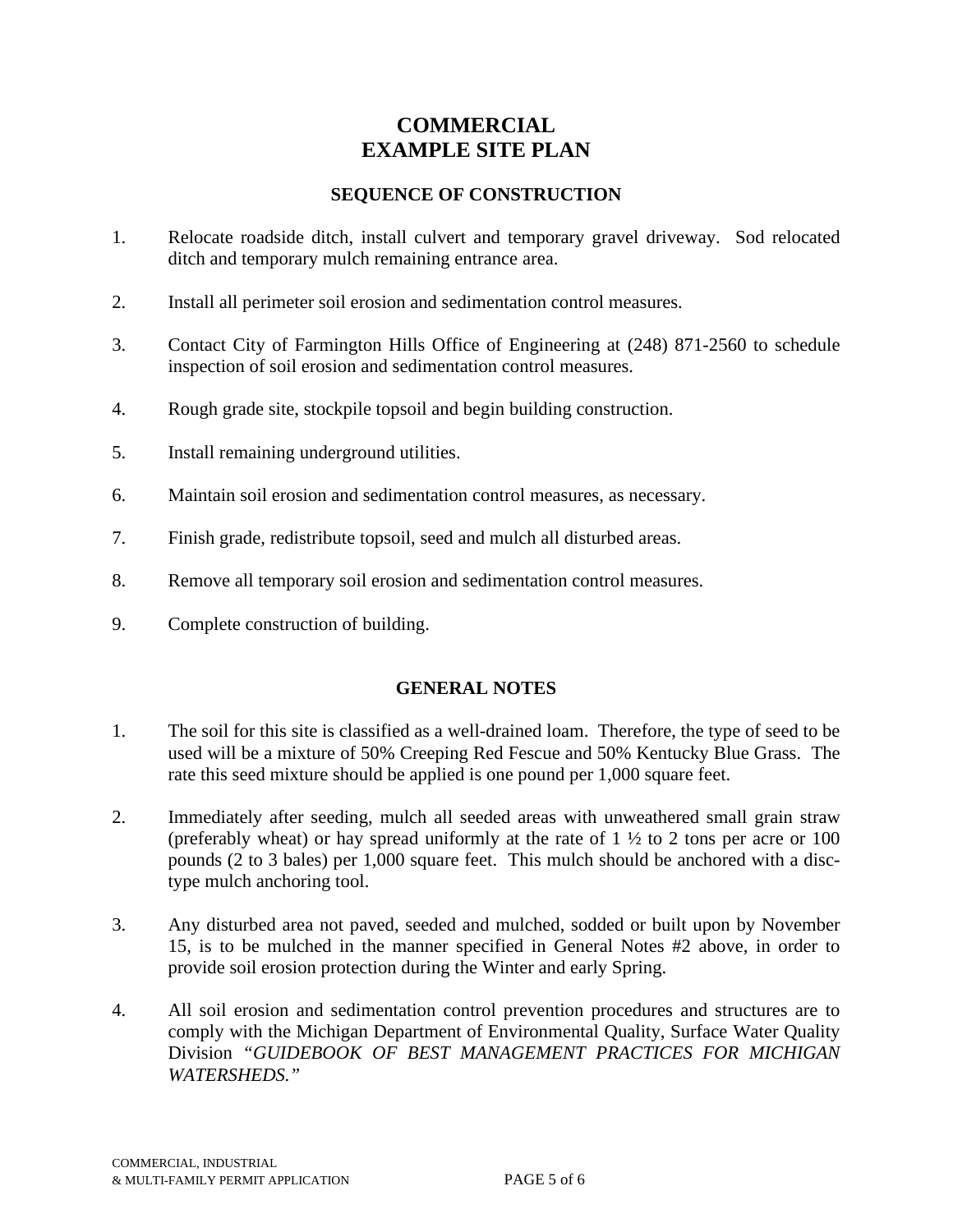# COMMERCIAL
# EXAMPLE SITE PLAN

## SEQUENCE OF CONSTRUCTION

1. Relocate roadside ditch, install culvert and temporary gravel driveway. Sod relocated ditch and temporary mulch remaining entrance area.

2. Install all perimeter soil erosion and sedimentation control measures.

3. Contact City of Farmington Hills Office of Engineering at (248) 871-2560 to schedule inspection of soil erosion and sedimentation control measures.

4. Rough grade site, stockpile topsoil and begin building construction.

5. Install remaining underground utilities.

6. Maintain soil erosion and sedimentation control measures, as necessary.

7. Finish grade, redistribute topsoil, seed and mulch all disturbed areas.

8. Remove all temporary soil erosion and sedimentation control measures.

9. Complete construction of building.

## GENERAL NOTES

1. The soil for this site is classified as a well-drained loam. Therefore, the type of seed to be used will be a mixture of 50% Creeping Red Fescue and 50% Kentucky Blue Grass. The rate this seed mixture should be applied is one pound per 1,000 square feet.

2. Immediately after seeding, mulch all seeded areas with unweathered small grain straw (preferably wheat) or hay spread uniformly at the rate of 1 ½ to 2 tons per acre or 100 pounds (2 to 3 bales) per 1,000 square feet. This mulch should be anchored with a disc-type mulch anchoring tool.

3. Any disturbed area not paved, seeded and mulched, sodded or built upon by November 15, is to be mulched in the manner specified in General Notes #2 above, in order to provide soil erosion protection during the Winter and early Spring.

4. All soil erosion and sedimentation control prevention procedures and structures are to comply with the Michigan Department of Environmental Quality, Surface Water Quality Division *"GUIDEBOOK OF BEST MANAGEMENT PRACTICES FOR MICHIGAN WATERSHEDS."*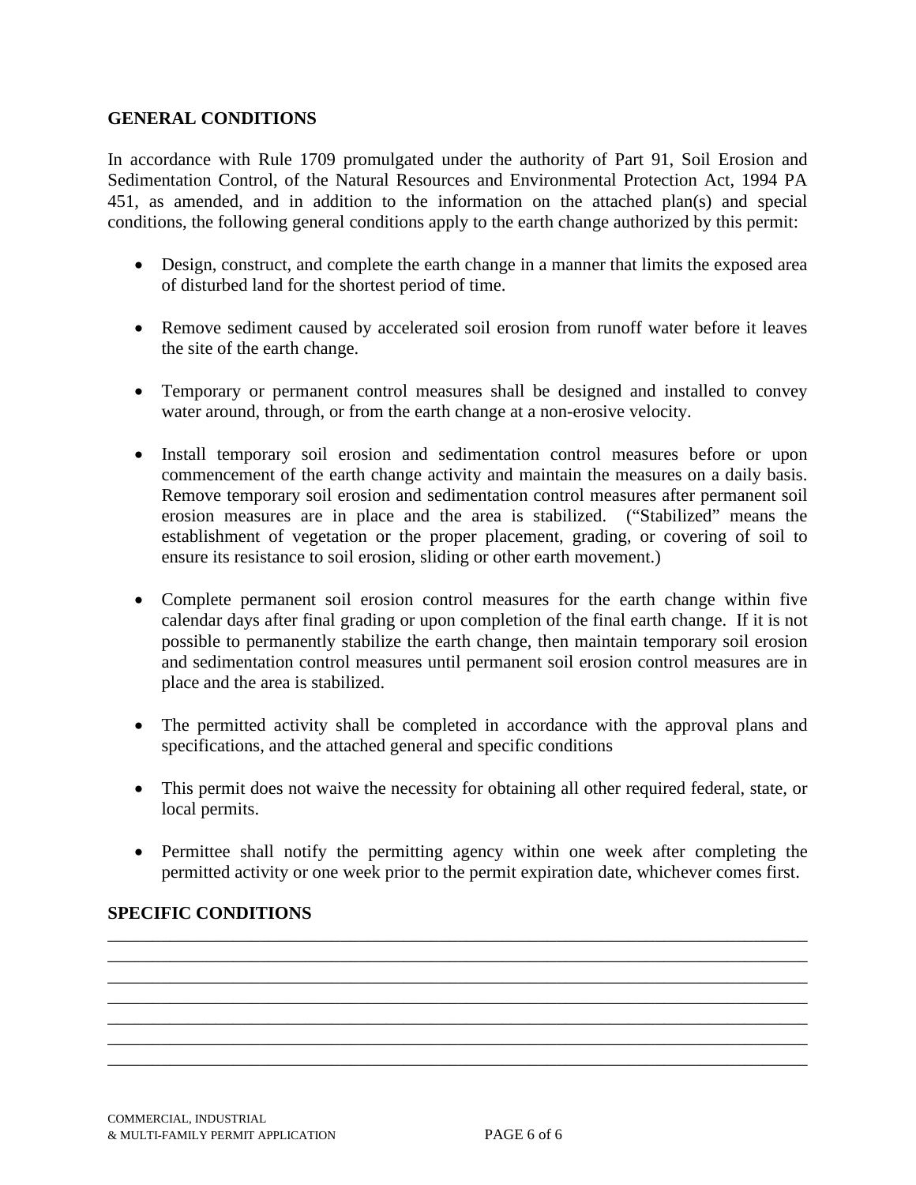## GENERAL CONDITIONS

In accordance with Rule 1709 promulgated under the authority of Part 91, Soil Erosion and Sedimentation Control, of the Natural Resources and Environmental Protection Act, 1994 PA 451, as amended, and in addition to the information on the attached plan(s) and special conditions, the following general conditions apply to the earth change authorized by this permit:

- Design, construct, and complete the earth change in a manner that limits the exposed area of disturbed land for the shortest period of time.

- Remove sediment caused by accelerated soil erosion from runoff water before it leaves the site of the earth change.

- Temporary or permanent control measures shall be designed and installed to convey water around, through, or from the earth change at a non-erosive velocity.

- Install temporary soil erosion and sedimentation control measures before or upon commencement of the earth change activity and maintain the measures on a daily basis. Remove temporary soil erosion and sedimentation control measures after permanent soil erosion measures are in place and the area is stabilized. ("Stabilized" means the establishment of vegetation or the proper placement, grading, or covering of soil to ensure its resistance to soil erosion, sliding or other earth movement.)

- Complete permanent soil erosion control measures for the earth change within five calendar days after final grading or upon completion of the final earth change. If it is not possible to permanently stabilize the earth change, then maintain temporary soil erosion and sedimentation control measures until permanent soil erosion control measures are in place and the area is stabilized.

- The permitted activity shall be completed in accordance with the approval plans and specifications, and the attached general and specific conditions

- This permit does not waive the necessity for obtaining all other required federal, state, or local permits.

- Permittee shall notify the permitting agency within one week after completing the permitted activity or one week prior to the permit expiration date, whichever comes first.

## SPECIFIC CONDITIONS

________________________________________________________________________________
________________________________________________________________________________
________________________________________________________________________________
________________________________________________________________________________
________________________________________________________________________________
________________________________________________________________________________
________________________________________________________________________________

COMMERCIAL, INDUSTRIAL
& MULTI-FAMILY PERMIT APPLICATION